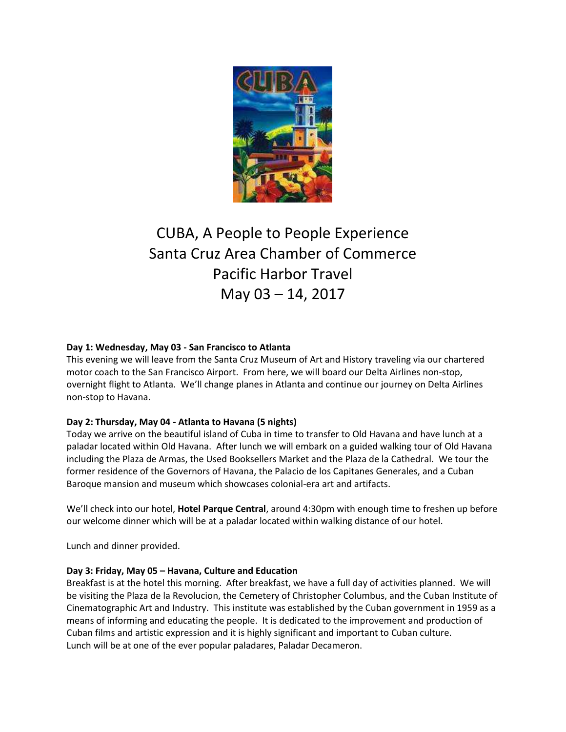# CUBA, A People to People Experience
# Santa Cruz Area Chamber of Commerce
# Pacific Harbor Travel
# May 03 – 14, 2017

**Day 1: Wednesday, May 03 - San Francisco to Atlanta**

This evening we will leave from the Santa Cruz Museum of Art and History traveling via our chartered motor coach to the San Francisco Airport. From here, we will board our Delta Airlines non-stop, overnight flight to Atlanta. We'll change planes in Atlanta and continue our journey on Delta Airlines non-stop to Havana.

**Day 2: Thursday, May 04 - Atlanta to Havana (5 nights)**

Today we arrive on the beautiful island of Cuba in time to transfer to Old Havana and have lunch at a paladar located within Old Havana. After lunch we will embark on a guided walking tour of Old Havana including the Plaza de Armas, the Used Booksellers Market and the Plaza de la Cathedral. We tour the former residence of the Governors of Havana, the Palacio de los Capitanes Generales, and a Cuban Baroque mansion and museum which showcases colonial-era art and artifacts.

We'll check into our hotel, **Hotel Parque Central**, around 4:30pm with enough time to freshen up before our welcome dinner which will be at a paladar located within walking distance of our hotel.

Lunch and dinner provided.

**Day 3: Friday, May 05 – Havana, Culture and Education**

Breakfast is at the hotel this morning. After breakfast, we have a full day of activities planned. We will be visiting the Plaza de la Revolucion, the Cemetery of Christopher Columbus, and the Cuban Institute of Cinematographic Art and Industry. This institute was established by the Cuban government in 1959 as a means of informing and educating the people. It is dedicated to the improvement and production of Cuban films and artistic expression and it is highly significant and important to Cuban culture. Lunch will be at one of the ever popular paladares, Paladar Decameron.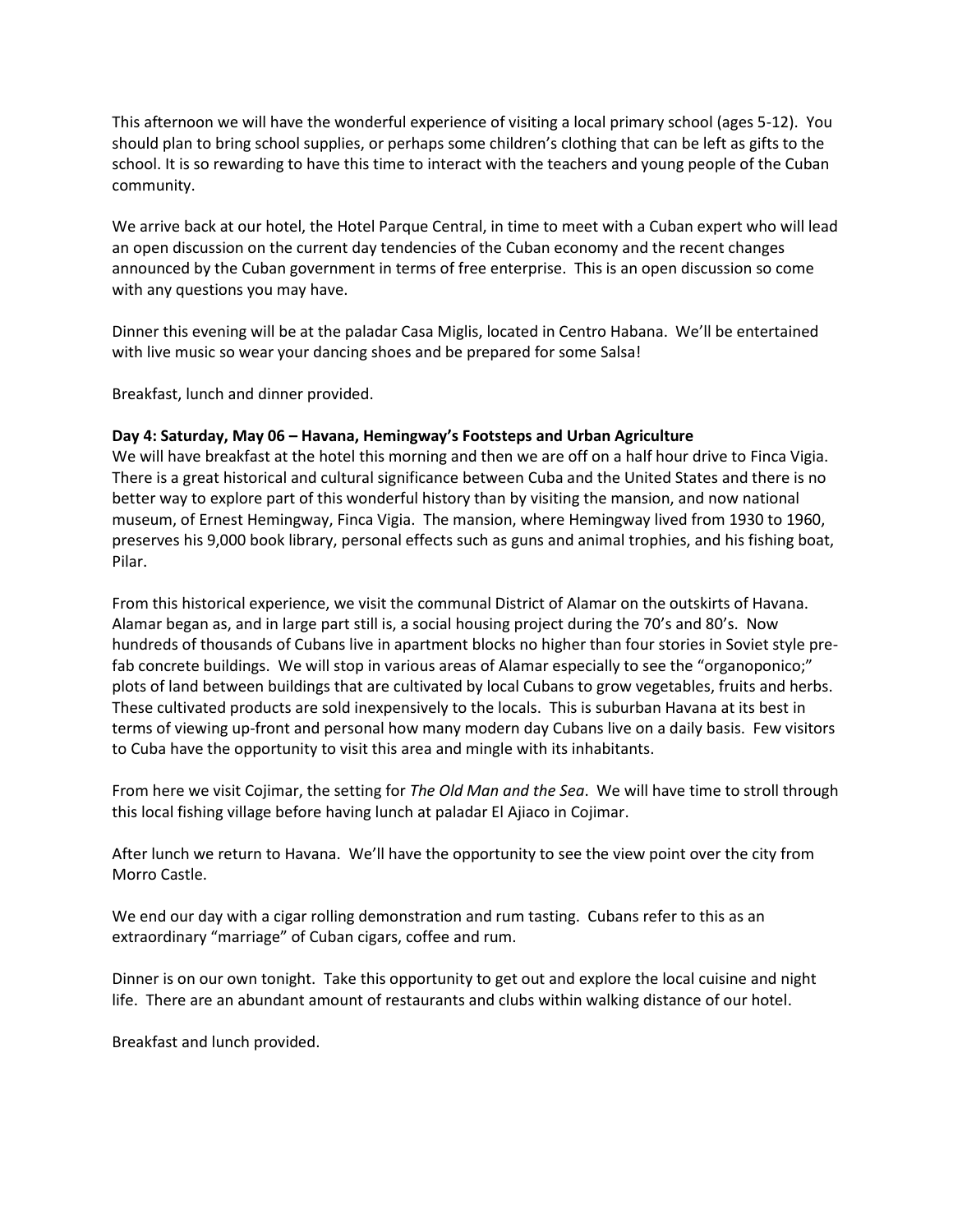This afternoon we will have the wonderful experience of visiting a local primary school (ages 5-12). You should plan to bring school supplies, or perhaps some children's clothing that can be left as gifts to the school. It is so rewarding to have this time to interact with the teachers and young people of the Cuban community.

We arrive back at our hotel, the Hotel Parque Central, in time to meet with a Cuban expert who will lead an open discussion on the current day tendencies of the Cuban economy and the recent changes announced by the Cuban government in terms of free enterprise. This is an open discussion so come with any questions you may have.

Dinner this evening will be at the paladar Casa Miglis, located in Centro Habana. We'll be entertained with live music so wear your dancing shoes and be prepared for some Salsa!

Breakfast, lunch and dinner provided.

**Day 4: Saturday, May 06 – Havana, Hemingway's Footsteps and Urban Agriculture**

We will have breakfast at the hotel this morning and then we are off on a half hour drive to Finca Vigia. There is a great historical and cultural significance between Cuba and the United States and there is no better way to explore part of this wonderful history than by visiting the mansion, and now national museum, of Ernest Hemingway, Finca Vigia. The mansion, where Hemingway lived from 1930 to 1960, preserves his 9,000 book library, personal effects such as guns and animal trophies, and his fishing boat, Pilar.

From this historical experience, we visit the communal District of Alamar on the outskirts of Havana. Alamar began as, and in large part still is, a social housing project during the 70's and 80's. Now hundreds of thousands of Cubans live in apartment blocks no higher than four stories in Soviet style pre-fab concrete buildings. We will stop in various areas of Alamar especially to see the "organoponico;" plots of land between buildings that are cultivated by local Cubans to grow vegetables, fruits and herbs. These cultivated products are sold inexpensively to the locals. This is suburban Havana at its best in terms of viewing up-front and personal how many modern day Cubans live on a daily basis. Few visitors to Cuba have the opportunity to visit this area and mingle with its inhabitants.

From here we visit Cojimar, the setting for *The Old Man and the Sea*. We will have time to stroll through this local fishing village before having lunch at paladar El Ajiaco in Cojimar.

After lunch we return to Havana. We'll have the opportunity to see the view point over the city from Morro Castle.

We end our day with a cigar rolling demonstration and rum tasting. Cubans refer to this as an extraordinary "marriage" of Cuban cigars, coffee and rum.

Dinner is on our own tonight. Take this opportunity to get out and explore the local cuisine and night life. There are an abundant amount of restaurants and clubs within walking distance of our hotel.

Breakfast and lunch provided.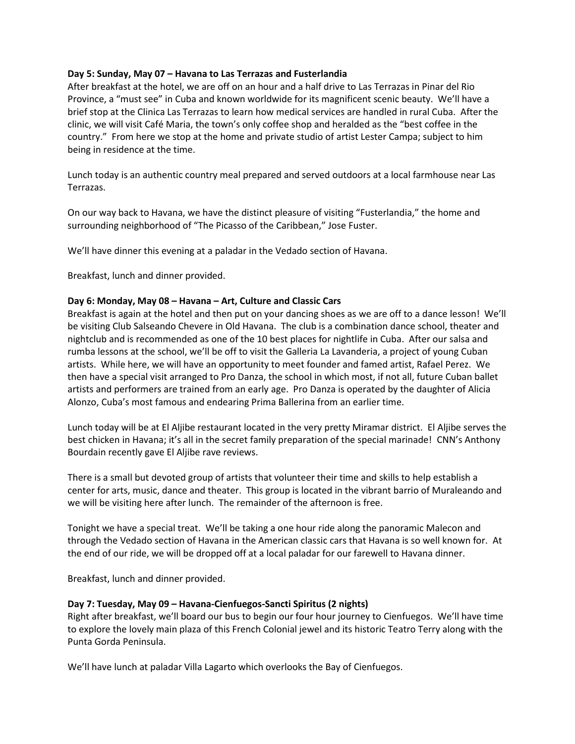**Day 5: Sunday, May 07 – Havana to Las Terrazas and Fusterlandia**

After breakfast at the hotel, we are off on an hour and a half drive to Las Terrazas in Pinar del Rio Province, a "must see" in Cuba and known worldwide for its magnificent scenic beauty. We'll have a brief stop at the Clinica Las Terrazas to learn how medical services are handled in rural Cuba. After the clinic, we will visit Café Maria, the town's only coffee shop and heralded as the "best coffee in the country." From here we stop at the home and private studio of artist Lester Campa; subject to him being in residence at the time.

Lunch today is an authentic country meal prepared and served outdoors at a local farmhouse near Las Terrazas.

On our way back to Havana, we have the distinct pleasure of visiting "Fusterlandia," the home and surrounding neighborhood of "The Picasso of the Caribbean," Jose Fuster.

We'll have dinner this evening at a paladar in the Vedado section of Havana.

Breakfast, lunch and dinner provided.

**Day 6: Monday, May 08 – Havana – Art, Culture and Classic Cars**

Breakfast is again at the hotel and then put on your dancing shoes as we are off to a dance lesson! We'll be visiting Club Salseando Chevere in Old Havana. The club is a combination dance school, theater and nightclub and is recommended as one of the 10 best places for nightlife in Cuba. After our salsa and rumba lessons at the school, we'll be off to visit the Galleria La Lavanderia, a project of young Cuban artists. While here, we will have an opportunity to meet founder and famed artist, Rafael Perez. We then have a special visit arranged to Pro Danza, the school in which most, if not all, future Cuban ballet artists and performers are trained from an early age. Pro Danza is operated by the daughter of Alicia Alonzo, Cuba's most famous and endearing Prima Ballerina from an earlier time.

Lunch today will be at El Aljibe restaurant located in the very pretty Miramar district. El Aljibe serves the best chicken in Havana; it's all in the secret family preparation of the special marinade! CNN's Anthony Bourdain recently gave El Aljibe rave reviews.

There is a small but devoted group of artists that volunteer their time and skills to help establish a center for arts, music, dance and theater. This group is located in the vibrant barrio of Muraleando and we will be visiting here after lunch. The remainder of the afternoon is free.

Tonight we have a special treat. We'll be taking a one hour ride along the panoramic Malecon and through the Vedado section of Havana in the American classic cars that Havana is so well known for. At the end of our ride, we will be dropped off at a local paladar for our farewell to Havana dinner.

Breakfast, lunch and dinner provided.

**Day 7: Tuesday, May 09 – Havana-Cienfuegos-Sancti Spiritus (2 nights)**

Right after breakfast, we'll board our bus to begin our four hour journey to Cienfuegos. We'll have time to explore the lovely main plaza of this French Colonial jewel and its historic Teatro Terry along with the Punta Gorda Peninsula.

We'll have lunch at paladar Villa Lagarto which overlooks the Bay of Cienfuegos.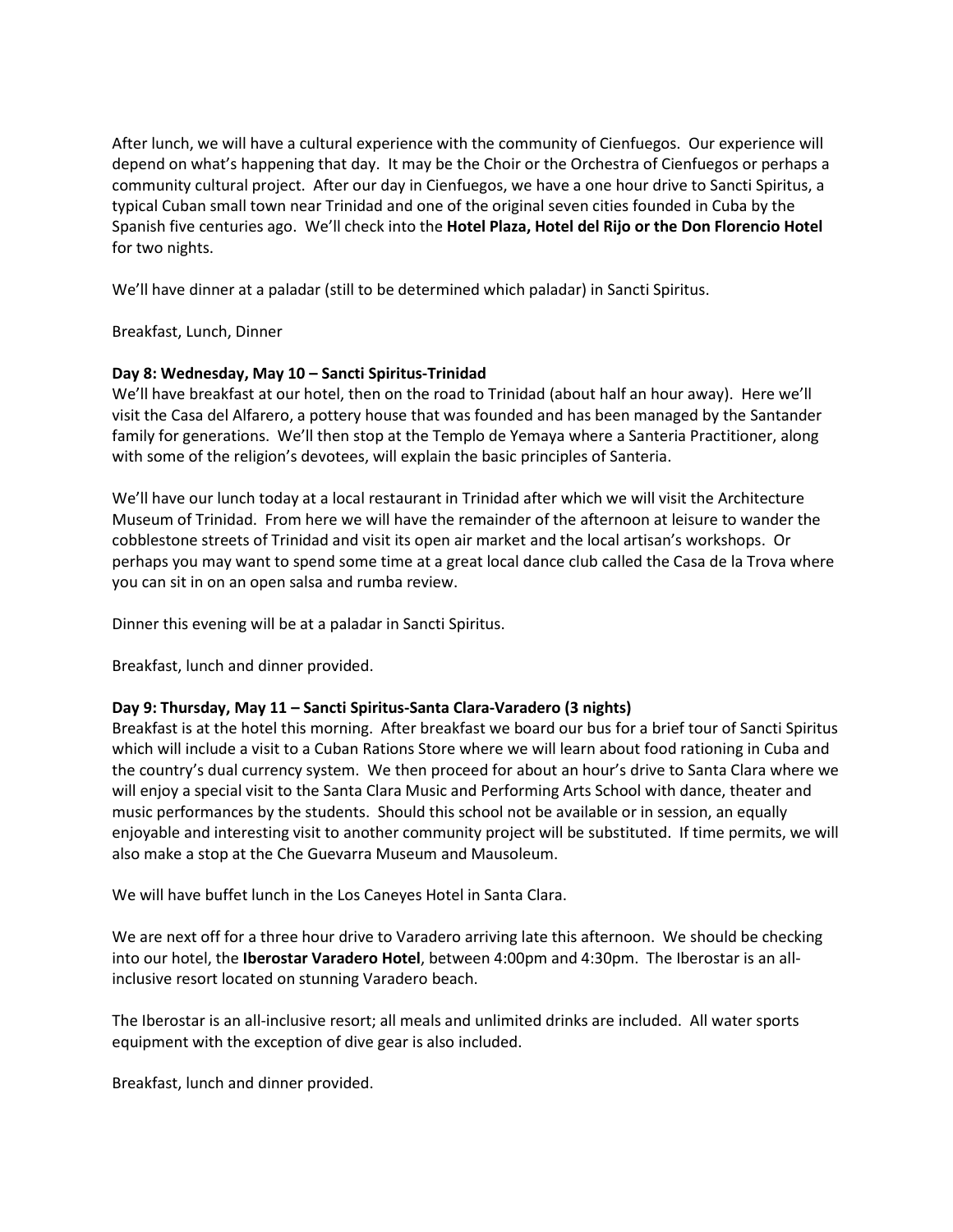After lunch, we will have a cultural experience with the community of Cienfuegos. Our experience will depend on what's happening that day. It may be the Choir or the Orchestra of Cienfuegos or perhaps a community cultural project. After our day in Cienfuegos, we have a one hour drive to Sancti Spiritus, a typical Cuban small town near Trinidad and one of the original seven cities founded in Cuba by the Spanish five centuries ago. We'll check into the **Hotel Plaza, Hotel del Rijo or the Don Florencio Hotel** for two nights.

We'll have dinner at a paladar (still to be determined which paladar) in Sancti Spiritus.

Breakfast, Lunch, Dinner

**Day 8: Wednesday, May 10 – Sancti Spiritus-Trinidad**
We'll have breakfast at our hotel, then on the road to Trinidad (about half an hour away). Here we'll visit the Casa del Alfarero, a pottery house that was founded and has been managed by the Santander family for generations. We'll then stop at the Templo de Yemaya where a Santeria Practitioner, along with some of the religion's devotees, will explain the basic principles of Santeria.

We'll have our lunch today at a local restaurant in Trinidad after which we will visit the Architecture Museum of Trinidad. From here we will have the remainder of the afternoon at leisure to wander the cobblestone streets of Trinidad and visit its open air market and the local artisan's workshops. Or perhaps you may want to spend some time at a great local dance club called the Casa de la Trova where you can sit in on an open salsa and rumba review.

Dinner this evening will be at a paladar in Sancti Spiritus.

Breakfast, lunch and dinner provided.

**Day 9: Thursday, May 11 – Sancti Spiritus-Santa Clara-Varadero (3 nights)**
Breakfast is at the hotel this morning. After breakfast we board our bus for a brief tour of Sancti Spiritus which will include a visit to a Cuban Rations Store where we will learn about food rationing in Cuba and the country's dual currency system. We then proceed for about an hour's drive to Santa Clara where we will enjoy a special visit to the Santa Clara Music and Performing Arts School with dance, theater and music performances by the students. Should this school not be available or in session, an equally enjoyable and interesting visit to another community project will be substituted. If time permits, we will also make a stop at the Che Guevarra Museum and Mausoleum.

We will have buffet lunch in the Los Caneyes Hotel in Santa Clara.

We are next off for a three hour drive to Varadero arriving late this afternoon. We should be checking into our hotel, the **Iberostar Varadero Hotel**, between 4:00pm and 4:30pm. The Iberostar is an all-inclusive resort located on stunning Varadero beach.

The Iberostar is an all-inclusive resort; all meals and unlimited drinks are included. All water sports equipment with the exception of dive gear is also included.

Breakfast, lunch and dinner provided.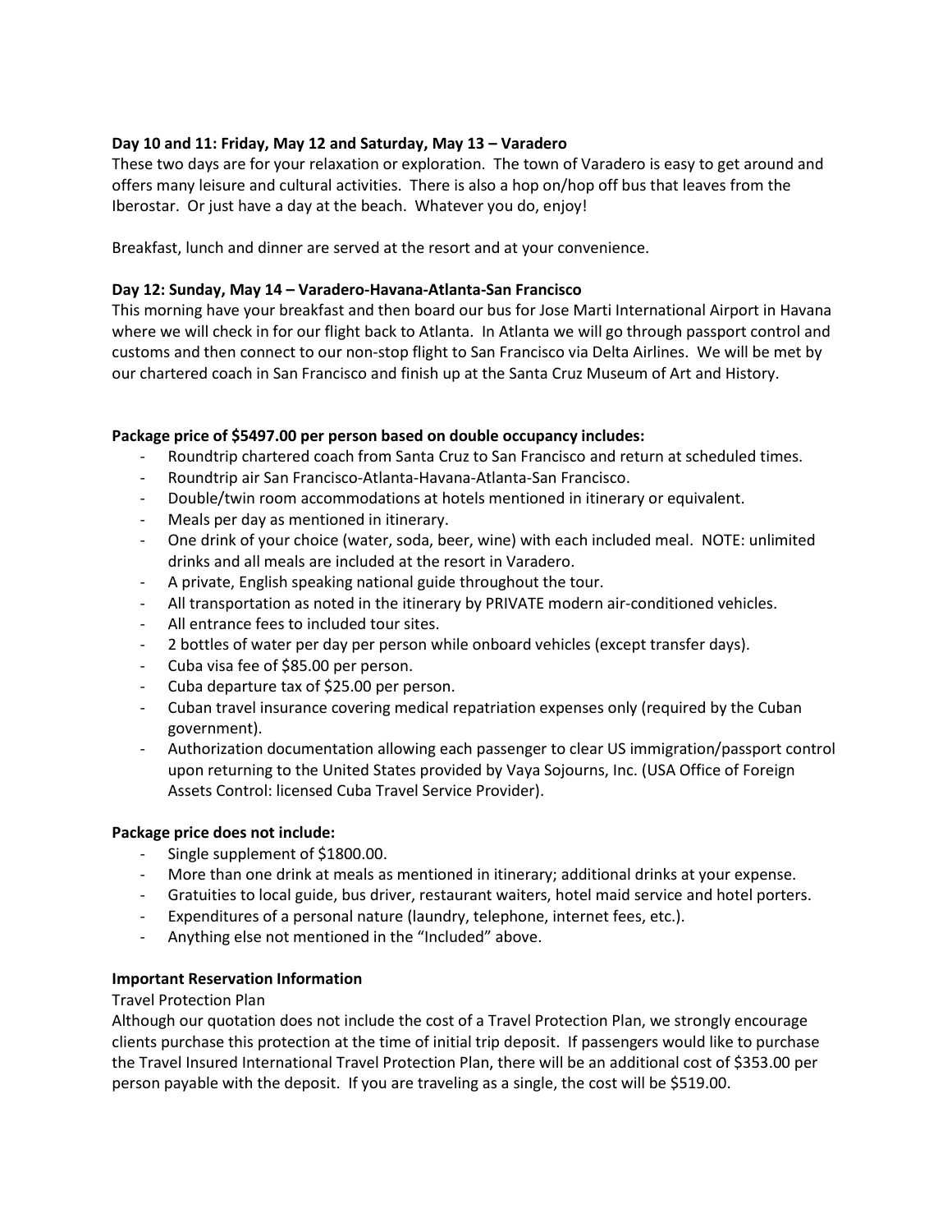**Day 10 and 11: Friday, May 12 and Saturday, May 13 – Varadero**
These two days are for your relaxation or exploration. The town of Varadero is easy to get around and offers many leisure and cultural activities. There is also a hop on/hop off bus that leaves from the Iberostar. Or just have a day at the beach. Whatever you do, enjoy!

Breakfast, lunch and dinner are served at the resort and at your convenience.

**Day 12: Sunday, May 14 – Varadero-Havana-Atlanta-San Francisco**
This morning have your breakfast and then board our bus for Jose Marti International Airport in Havana where we will check in for our flight back to Atlanta. In Atlanta we will go through passport control and customs and then connect to our non-stop flight to San Francisco via Delta Airlines. We will be met by our chartered coach in San Francisco and finish up at the Santa Cruz Museum of Art and History.

**Package price of $5497.00 per person based on double occupancy includes:**

- Roundtrip chartered coach from Santa Cruz to San Francisco and return at scheduled times.
- Roundtrip air San Francisco-Atlanta-Havana-Atlanta-San Francisco.
- Double/twin room accommodations at hotels mentioned in itinerary or equivalent.
- Meals per day as mentioned in itinerary.
- One drink of your choice (water, soda, beer, wine) with each included meal. NOTE: unlimited drinks and all meals are included at the resort in Varadero.
- A private, English speaking national guide throughout the tour.
- All transportation as noted in the itinerary by PRIVATE modern air-conditioned vehicles.
- All entrance fees to included tour sites.
- 2 bottles of water per day per person while onboard vehicles (except transfer days).
- Cuba visa fee of $85.00 per person.
- Cuba departure tax of $25.00 per person.
- Cuban travel insurance covering medical repatriation expenses only (required by the Cuban government).
- Authorization documentation allowing each passenger to clear US immigration/passport control upon returning to the United States provided by Vaya Sojourns, Inc. (USA Office of Foreign Assets Control: licensed Cuba Travel Service Provider).

**Package price does not include:**

- Single supplement of $1800.00.
- More than one drink at meals as mentioned in itinerary; additional drinks at your expense.
- Gratuities to local guide, bus driver, restaurant waiters, hotel maid service and hotel porters.
- Expenditures of a personal nature (laundry, telephone, internet fees, etc.).
- Anything else not mentioned in the "Included" above.

**Important Reservation Information**

Travel Protection Plan
Although our quotation does not include the cost of a Travel Protection Plan, we strongly encourage clients purchase this protection at the time of initial trip deposit. If passengers would like to purchase the Travel Insured International Travel Protection Plan, there will be an additional cost of $353.00 per person payable with the deposit. If you are traveling as a single, the cost will be $519.00.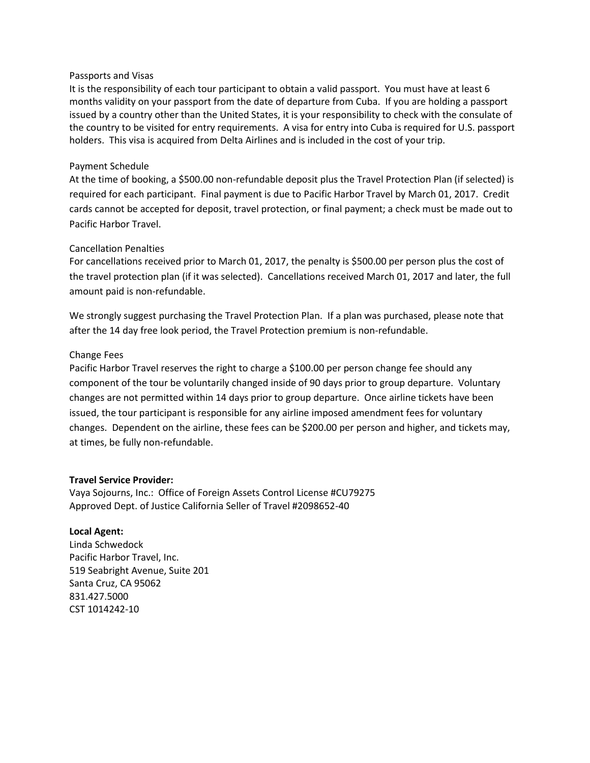Passports and Visas

It is the responsibility of each tour participant to obtain a valid passport. You must have at least 6 months validity on your passport from the date of departure from Cuba. If you are holding a passport issued by a country other than the United States, it is your responsibility to check with the consulate of the country to be visited for entry requirements. A visa for entry into Cuba is required for U.S. passport holders. This visa is acquired from Delta Airlines and is included in the cost of your trip.

Payment Schedule

At the time of booking, a $500.00 non-refundable deposit plus the Travel Protection Plan (if selected) is required for each participant. Final payment is due to Pacific Harbor Travel by March 01, 2017. Credit cards cannot be accepted for deposit, travel protection, or final payment; a check must be made out to Pacific Harbor Travel.

Cancellation Penalties

For cancellations received prior to March 01, 2017, the penalty is $500.00 per person plus the cost of the travel protection plan (if it was selected). Cancellations received March 01, 2017 and later, the full amount paid is non-refundable.

We strongly suggest purchasing the Travel Protection Plan. If a plan was purchased, please note that after the 14 day free look period, the Travel Protection premium is non-refundable.

Change Fees

Pacific Harbor Travel reserves the right to charge a $100.00 per person change fee should any component of the tour be voluntarily changed inside of 90 days prior to group departure. Voluntary changes are not permitted within 14 days prior to group departure. Once airline tickets have been issued, the tour participant is responsible for any airline imposed amendment fees for voluntary changes. Dependent on the airline, these fees can be $200.00 per person and higher, and tickets may, at times, be fully non-refundable.

**Travel Service Provider:**
Vaya Sojourns, Inc.: Office of Foreign Assets Control License #CU79275
Approved Dept. of Justice California Seller of Travel #2098652-40

**Local Agent:**
Linda Schwedock
Pacific Harbor Travel, Inc.
519 Seabright Avenue, Suite 201
Santa Cruz, CA 95062
831.427.5000
CST 1014242-10